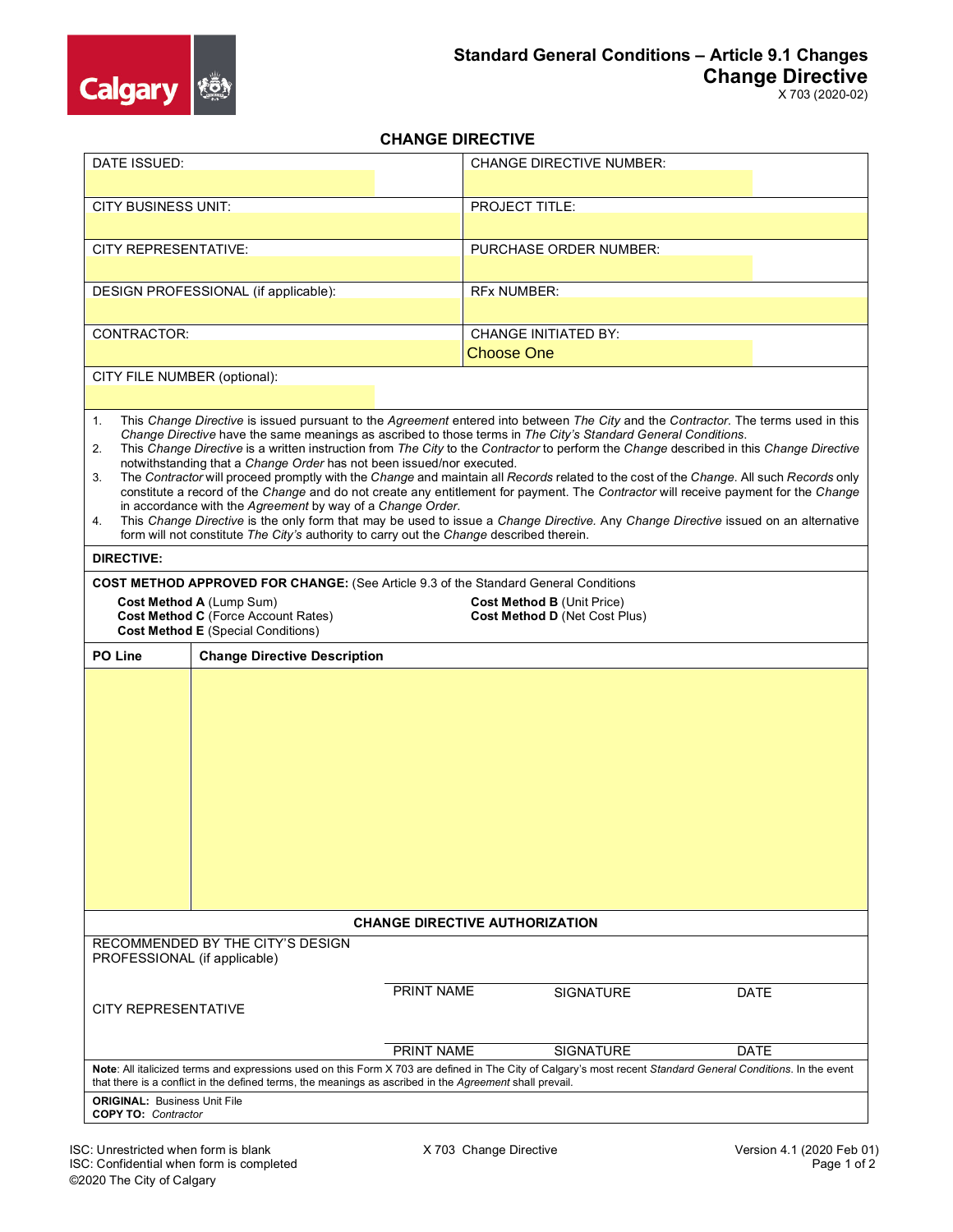# Standard General Conditions – Article 9.1 Changes

## Change Directive

X 703 (2020-02)

### CHANGE DIRECTIVE

| | |
|---|---|
| DATE ISSUED: | CHANGE DIRECTIVE NUMBER: |
| CITY BUSINESS UNIT: | PROJECT TITLE: |
| CITY REPRESENTATIVE: | PURCHASE ORDER NUMBER: |
| DESIGN PROFESSIONAL (if applicable): | RFx NUMBER: |
| CONTRACTOR: | CHANGE INITIATED BY: Choose One |
| CITY FILE NUMBER (optional): | |

1. This *Change Directive* is issued pursuant to the *Agreement* entered into between *The City* and the *Contractor*. The terms used in this *Change Directive* have the same meanings as ascribed to those terms in *The City's Standard General Conditions*.
2. This *Change Directive* is a written instruction from *The City* to the *Contractor* to perform the *Change* described in this *Change Directive* notwithstanding that a *Change Order* has not been issued/nor executed.
3. The *Contractor* will proceed promptly with the *Change* and maintain all *Records* related to the cost of the *Change*. All such *Records* only constitute a record of the *Change* and do not create any entitlement for payment. The *Contractor* will receive payment for the *Change* in accordance with the *Agreement* by way of a *Change Order*.
4. This *Change Directive* is the only form that may be used to issue a *Change Directive.* Any *Change Directive* issued on an alternative form will not constitute *The City's* authority to carry out the *Change* described therein.

**DIRECTIVE:**

**COST METHOD APPROVED FOR CHANGE:** (See Article 9.3 of the Standard General Conditions

- **Cost Method A** (Lump Sum)
- **Cost Method B** (Unit Price)
- **Cost Method C** (Force Account Rates)
- **Cost Method D** (Net Cost Plus)
- **Cost Method E** (Special Conditions)

| PO Line | Change Directive Description |
|---|---|
| | |

### CHANGE DIRECTIVE AUTHORIZATION

| | PRINT NAME | SIGNATURE | DATE |
|---|---|---|---|
| RECOMMENDED BY THE CITY'S DESIGN PROFESSIONAL (if applicable) | | | |
| CITY REPRESENTATIVE | | | |

**Note**: All italicized terms and expressions used on this Form X 703 are defined in The City of Calgary's most recent *Standard General Conditions*. In the event that there is a conflict in the defined terms, the meanings as ascribed in the *Agreement* shall prevail.

**ORIGINAL:** Business Unit File
**COPY TO:** *Contractor*

ISC: Unrestricted when form is blank
ISC: Confidential when form is completed
©2020 The City of Calgary

X 703 Change Directive

Version 4.1 (2020 Feb 01)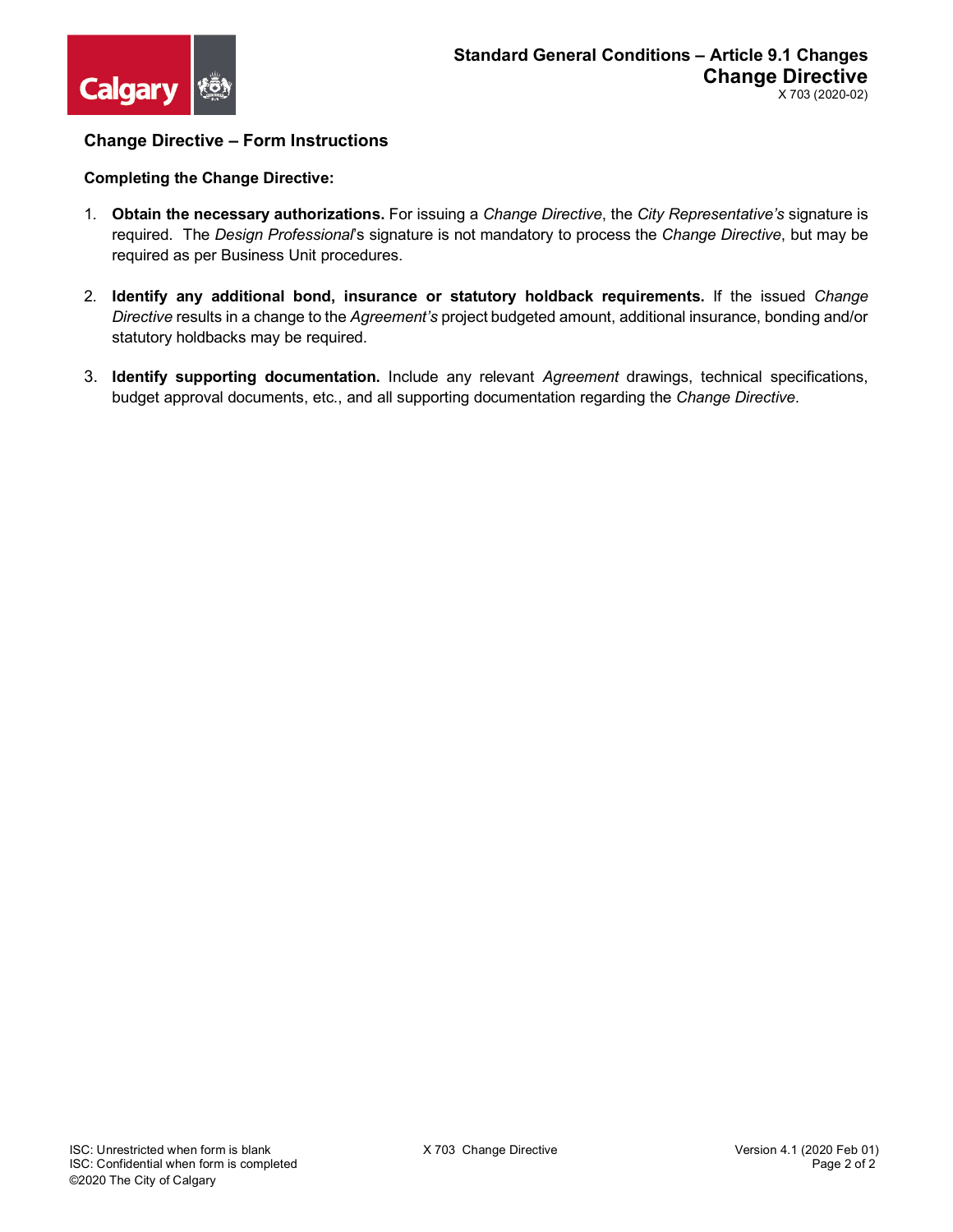## Change Directive – Form Instructions

**Completing the Change Directive:**

1. **Obtain the necessary authorizations.** For issuing a *Change Directive*, the *City Representative's* signature is required. The *Design Professional*'s signature is not mandatory to process the *Change Directive*, but may be required as per Business Unit procedures.

2. **Identify any additional bond, insurance or statutory holdback requirements.** If the issued *Change Directive* results in a change to the *Agreement's* project budgeted amount, additional insurance, bonding and/or statutory holdbacks may be required.

3. **Identify supporting documentation.** Include any relevant *Agreement* drawings, technical specifications, budget approval documents, etc., and all supporting documentation regarding the *Change Directive*.